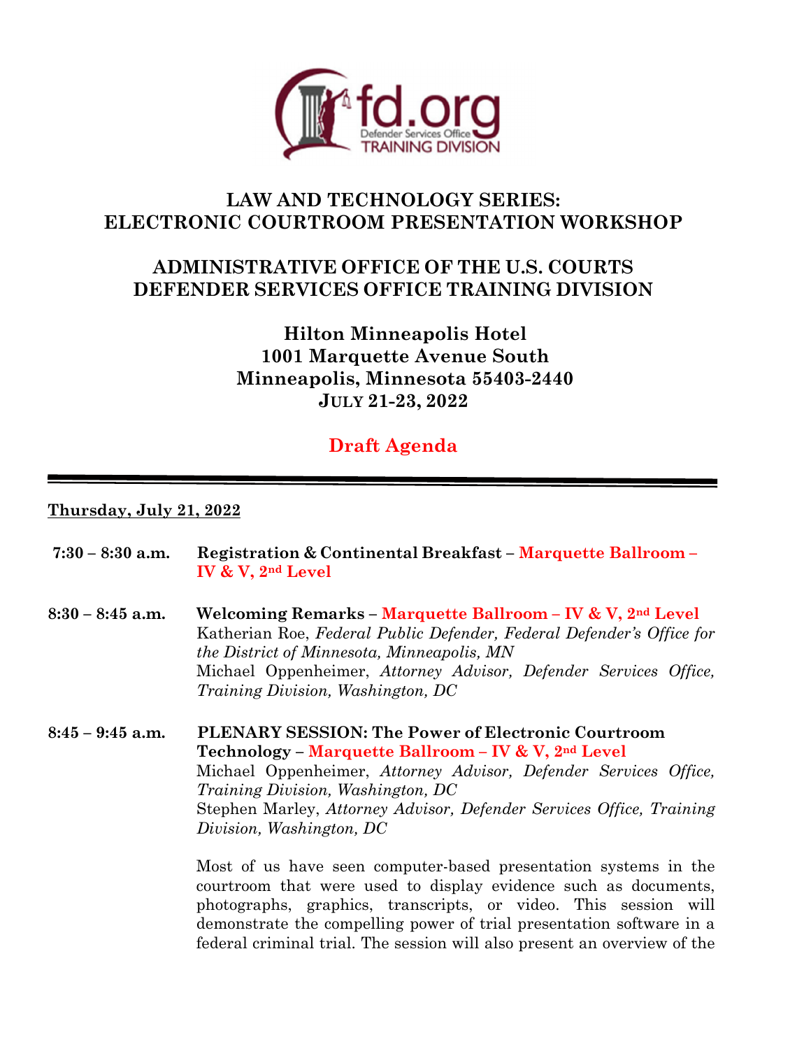# LAW AND TECHNOLOGY SERIES: ELECTRONIC COURTROOM PRESENTATION WORKSHOP

## ADMINISTRATIVE OFFICE OF THE U.S. COURTS DEFENDER SERVICES OFFICE TRAINING DIVISION

**Hilton Minneapolis Hotel**
**1001 Marquette Avenue South**
**Minneapolis, Minnesota 55403-2440**
**JULY 21-23, 2022**

**Draft Agenda**

---

**Thursday, July 21, 2022**

**7:30 – 8:30 a.m.** **Registration & Continental Breakfast – Marquette Ballroom – IV & V, 2nd Level**

**8:30 – 8:45 a.m.** **Welcoming Remarks – Marquette Ballroom – IV & V, 2nd Level**
Katherian Roe, *Federal Public Defender, Federal Defender's Office for the District of Minnesota, Minneapolis, MN*
Michael Oppenheimer, *Attorney Advisor, Defender Services Office, Training Division, Washington, DC*

**8:45 – 9:45 a.m.** **PLENARY SESSION: The Power of Electronic Courtroom Technology – Marquette Ballroom – IV & V, 2nd Level**
Michael Oppenheimer, *Attorney Advisor, Defender Services Office, Training Division, Washington, DC*
Stephen Marley, *Attorney Advisor, Defender Services Office, Training Division, Washington, DC*

Most of us have seen computer-based presentation systems in the courtroom that were used to display evidence such as documents, photographs, graphics, transcripts, or video. This session will demonstrate the compelling power of trial presentation software in a federal criminal trial. The session will also present an overview of the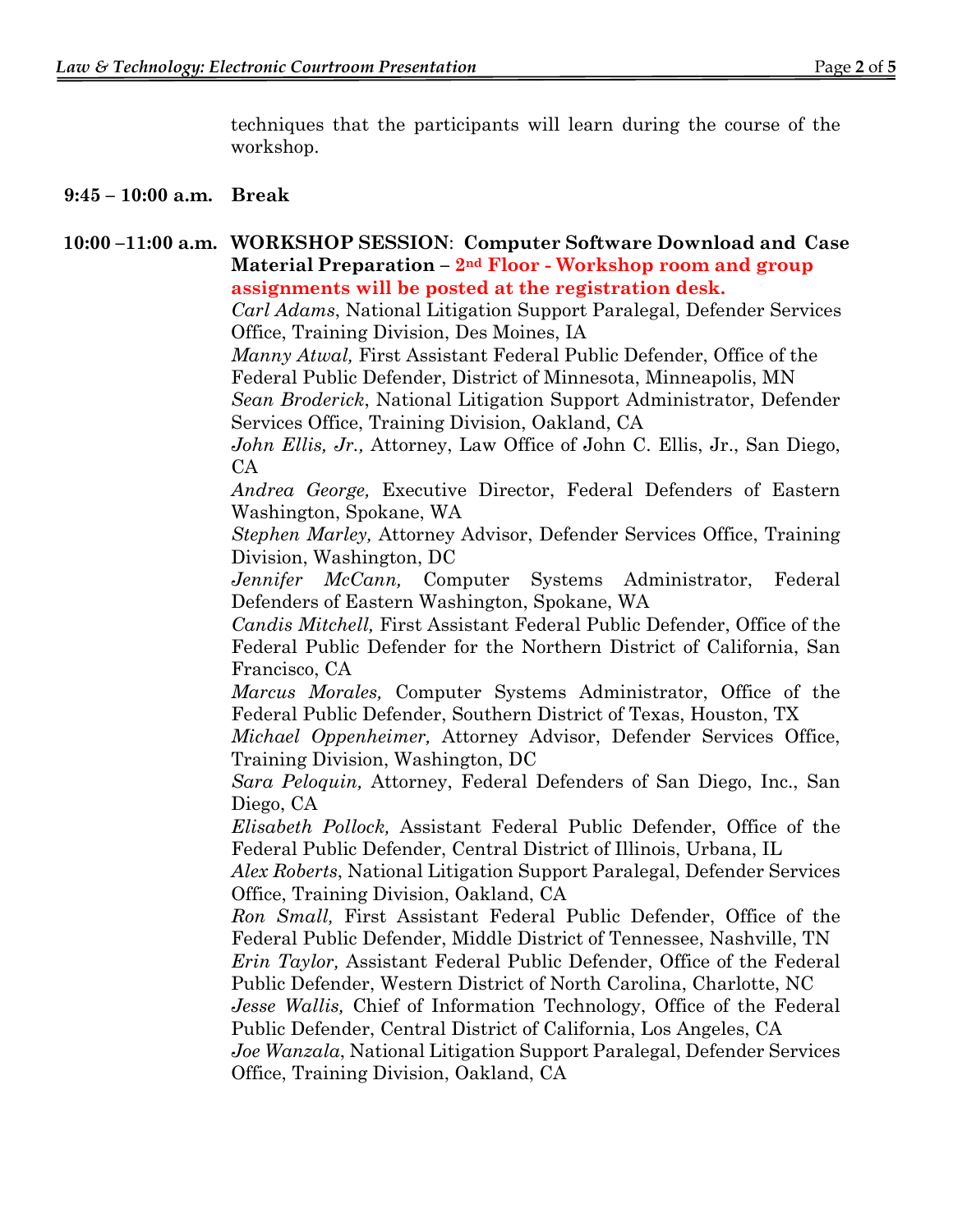techniques that the participants will learn during the course of the workshop.

**9:45 – 10:00 a.m.** **Break**

**10:00 –11:00 a.m.** **WORKSHOP SESSION**: **Computer Software Download and Case Material Preparation – 2nd Floor - Workshop room and group assignments will be posted at the registration desk.**

*Carl Adams*, National Litigation Support Paralegal, Defender Services Office, Training Division, Des Moines, IA

*Manny Atwal,* First Assistant Federal Public Defender, Office of the Federal Public Defender, District of Minnesota, Minneapolis, MN

*Sean Broderick*, National Litigation Support Administrator, Defender Services Office, Training Division, Oakland, CA

*John Ellis, Jr.,* Attorney, Law Office of John C. Ellis, Jr., San Diego, CA

*Andrea George,* Executive Director, Federal Defenders of Eastern Washington, Spokane, WA

*Stephen Marley,* Attorney Advisor, Defender Services Office, Training Division, Washington, DC

*Jennifer McCann,* Computer Systems Administrator, Federal Defenders of Eastern Washington, Spokane, WA

*Candis Mitchell,* First Assistant Federal Public Defender, Office of the Federal Public Defender for the Northern District of California, San Francisco, CA

*Marcus Morales,* Computer Systems Administrator, Office of the Federal Public Defender, Southern District of Texas, Houston, TX

*Michael Oppenheimer,* Attorney Advisor, Defender Services Office, Training Division, Washington, DC

*Sara Peloquin,* Attorney, Federal Defenders of San Diego, Inc., San Diego, CA

*Elisabeth Pollock,* Assistant Federal Public Defender, Office of the Federal Public Defender, Central District of Illinois, Urbana, IL

*Alex Roberts*, National Litigation Support Paralegal, Defender Services Office, Training Division, Oakland, CA

*Ron Small,* First Assistant Federal Public Defender, Office of the Federal Public Defender, Middle District of Tennessee, Nashville, TN

*Erin Taylor,* Assistant Federal Public Defender, Office of the Federal Public Defender, Western District of North Carolina, Charlotte, NC

*Jesse Wallis,* Chief of Information Technology, Office of the Federal Public Defender, Central District of California, Los Angeles, CA

*Joe Wanzala*, National Litigation Support Paralegal, Defender Services Office, Training Division, Oakland, CA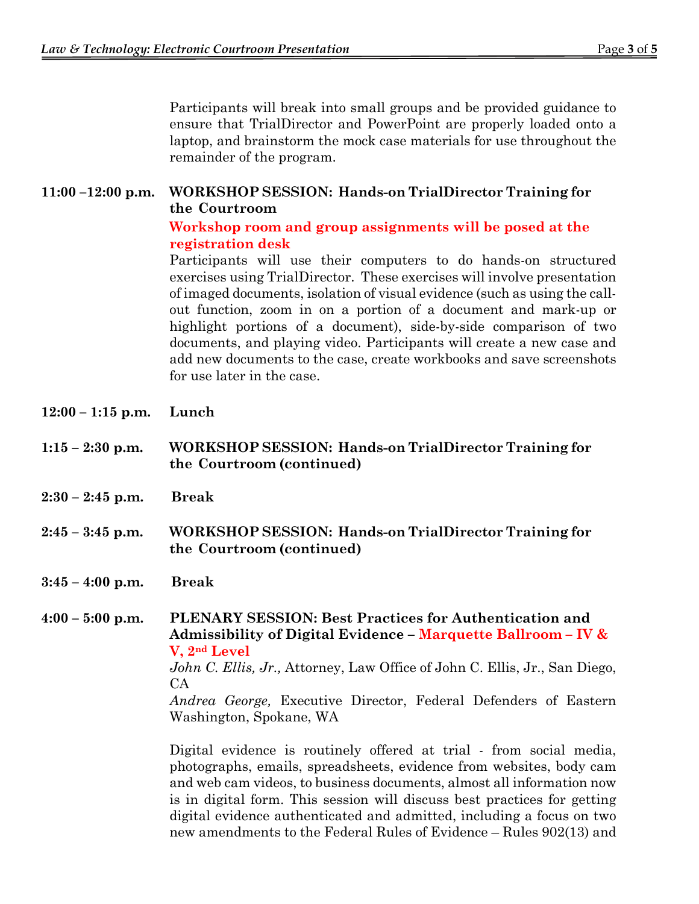Participants will break into small groups and be provided guidance to ensure that TrialDirector and PowerPoint are properly loaded onto a laptop, and brainstorm the mock case materials for use throughout the remainder of the program.

**11:00 –12:00 p.m.** **WORKSHOP SESSION: Hands-on TrialDirector Training for the Courtroom**

**Workshop room and group assignments will be posed at the registration desk**

Participants will use their computers to do hands-on structured exercises using TrialDirector. These exercises will involve presentation of imaged documents, isolation of visual evidence (such as using the call-out function, zoom in on a portion of a document and mark-up or highlight portions of a document), side-by-side comparison of two documents, and playing video. Participants will create a new case and add new documents to the case, create workbooks and save screenshots for use later in the case.

**12:00 – 1:15 p.m.** **Lunch**

**1:15 – 2:30 p.m.** **WORKSHOP SESSION: Hands-on TrialDirector Training for the Courtroom (continued)**

**2:30 – 2:45 p.m.** **Break**

**2:45 – 3:45 p.m.** **WORKSHOP SESSION: Hands-on TrialDirector Training for the Courtroom (continued)**

**3:45 – 4:00 p.m.** **Break**

**4:00 – 5:00 p.m.** **PLENARY SESSION: Best Practices for Authentication and Admissibility of Digital Evidence – Marquette Ballroom – IV & V, 2nd Level**

*John C. Ellis, Jr.,* Attorney, Law Office of John C. Ellis, Jr., San Diego, CA

*Andrea George,* Executive Director, Federal Defenders of Eastern Washington, Spokane, WA

Digital evidence is routinely offered at trial - from social media, photographs, emails, spreadsheets, evidence from websites, body cam and web cam videos, to business documents, almost all information now is in digital form. This session will discuss best practices for getting digital evidence authenticated and admitted, including a focus on two new amendments to the Federal Rules of Evidence – Rules 902(13) and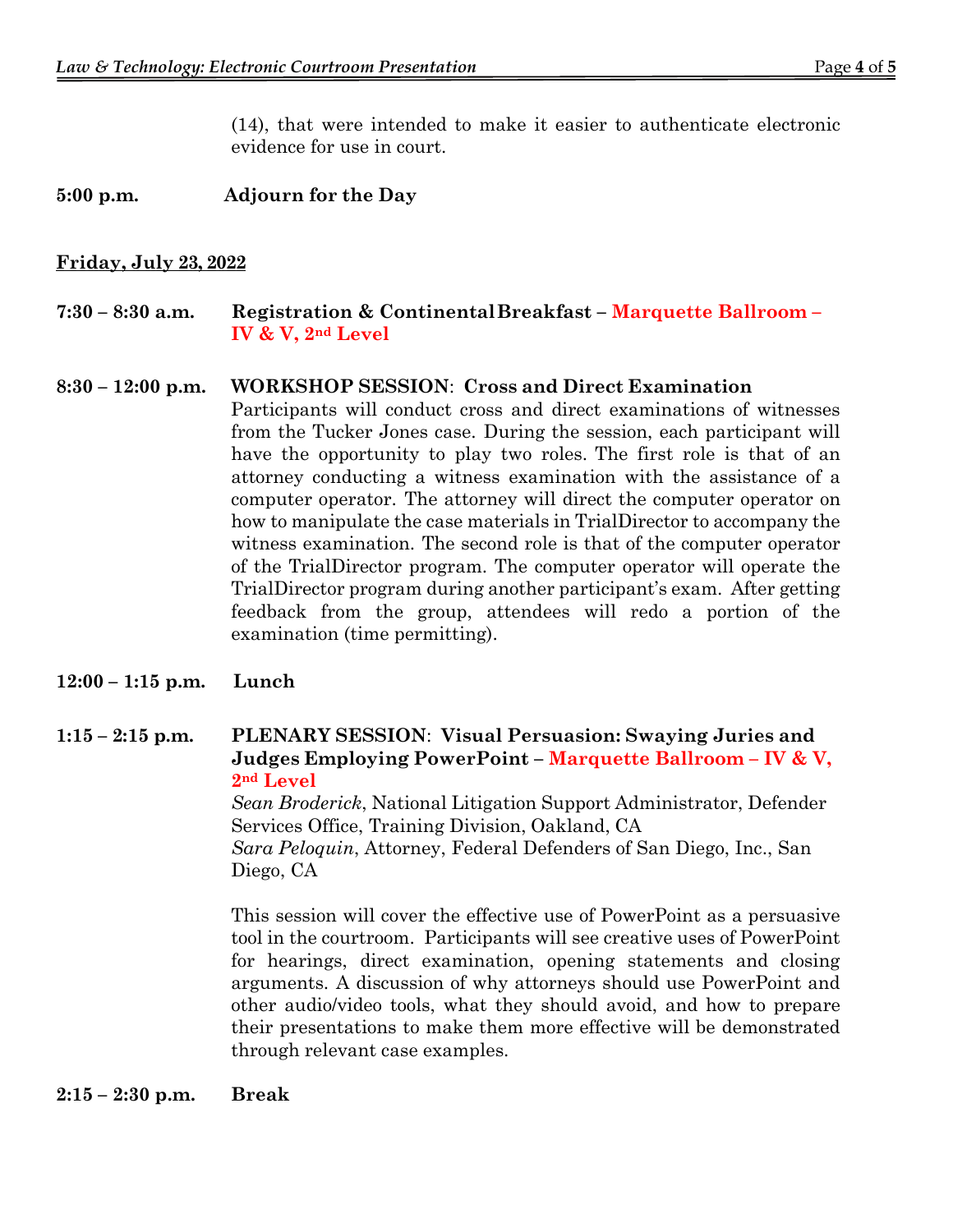(14), that were intended to make it easier to authenticate electronic evidence for use in court.

**5:00 p.m.** **Adjourn for the Day**

**Friday, July 23, 2022**

**7:30 – 8:30 a.m.** **Registration & Continental Breakfast – Marquette Ballroom – IV & V, 2nd Level**

**8:30 – 12:00 p.m.** **WORKSHOP SESSION**: **Cross and Direct Examination**

Participants will conduct cross and direct examinations of witnesses from the Tucker Jones case. During the session, each participant will have the opportunity to play two roles. The first role is that of an attorney conducting a witness examination with the assistance of a computer operator. The attorney will direct the computer operator on how to manipulate the case materials in TrialDirector to accompany the witness examination. The second role is that of the computer operator of the TrialDirector program. The computer operator will operate the TrialDirector program during another participant's exam. After getting feedback from the group, attendees will redo a portion of the examination (time permitting).

**12:00 – 1:15 p.m.** **Lunch**

**1:15 – 2:15 p.m.** **PLENARY SESSION**: **Visual Persuasion: Swaying Juries and Judges Employing PowerPoint – Marquette Ballroom – IV & V, 2nd Level**

*Sean Broderick*, National Litigation Support Administrator, Defender Services Office, Training Division, Oakland, CA
*Sara Peloquin*, Attorney, Federal Defenders of San Diego, Inc., San Diego, CA

This session will cover the effective use of PowerPoint as a persuasive tool in the courtroom. Participants will see creative uses of PowerPoint for hearings, direct examination, opening statements and closing arguments. A discussion of why attorneys should use PowerPoint and other audio/video tools, what they should avoid, and how to prepare their presentations to make them more effective will be demonstrated through relevant case examples.

**2:15 – 2:30 p.m.** **Break**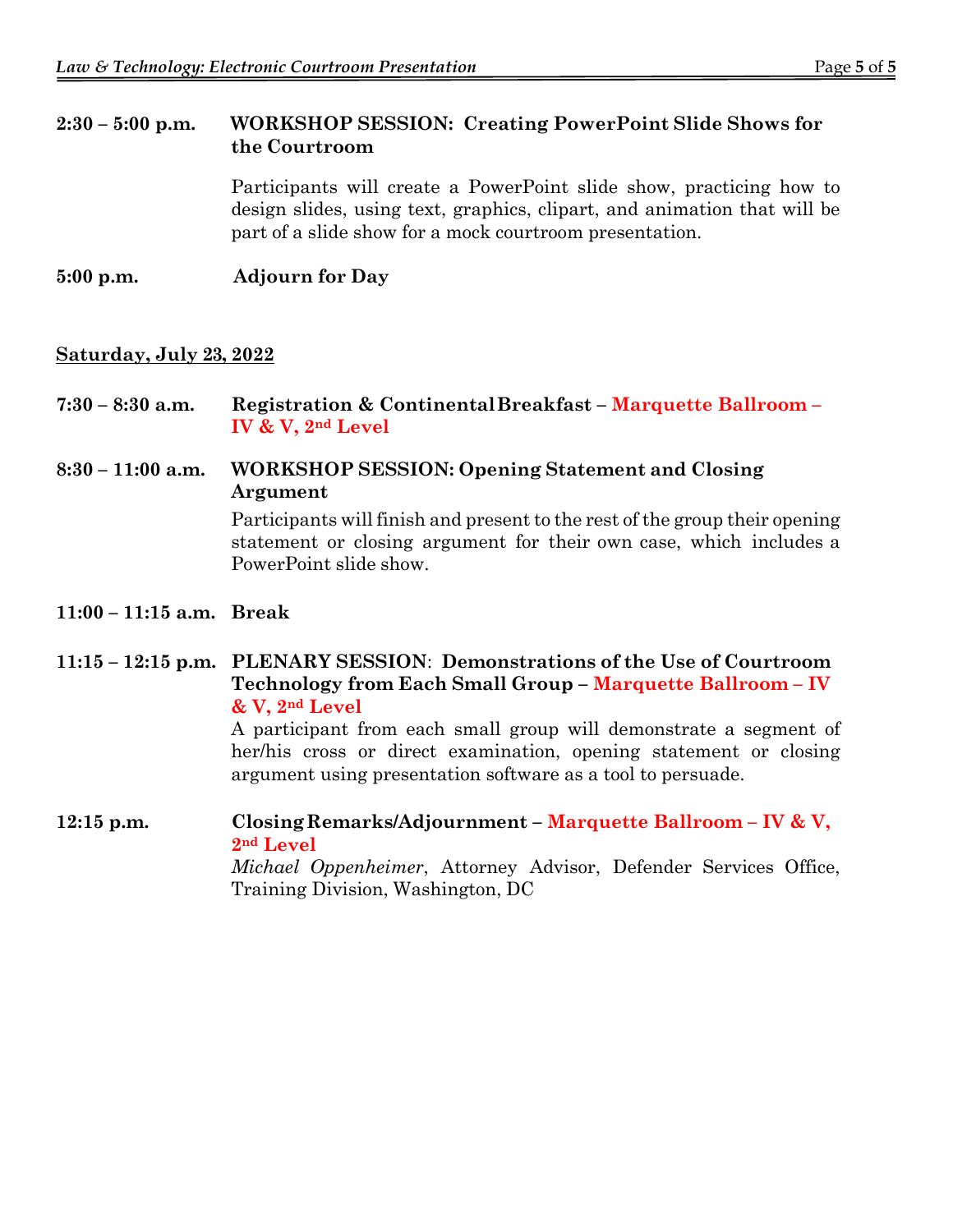**2:30 – 5:00 p.m.** **WORKSHOP SESSION: Creating PowerPoint Slide Shows for the Courtroom**

Participants will create a PowerPoint slide show, practicing how to design slides, using text, graphics, clipart, and animation that will be part of a slide show for a mock courtroom presentation.

**5:00 p.m.** **Adjourn for Day**

**Saturday, July 23, 2022**

**7:30 – 8:30 a.m.** **Registration & Continental Breakfast – Marquette Ballroom – IV & V, 2nd Level**

**8:30 – 11:00 a.m.** **WORKSHOP SESSION: Opening Statement and Closing Argument**

Participants will finish and present to the rest of the group their opening statement or closing argument for their own case, which includes a PowerPoint slide show.

**11:00 – 11:15 a.m.** **Break**

**11:15 – 12:15 p.m.** **PLENARY SESSION: Demonstrations of the Use of Courtroom Technology from Each Small Group – Marquette Ballroom – IV & V, 2nd Level**

A participant from each small group will demonstrate a segment of her/his cross or direct examination, opening statement or closing argument using presentation software as a tool to persuade.

**12:15 p.m.** **Closing Remarks/Adjournment – Marquette Ballroom – IV & V, 2nd Level**

*Michael Oppenheimer*, Attorney Advisor, Defender Services Office, Training Division, Washington, DC